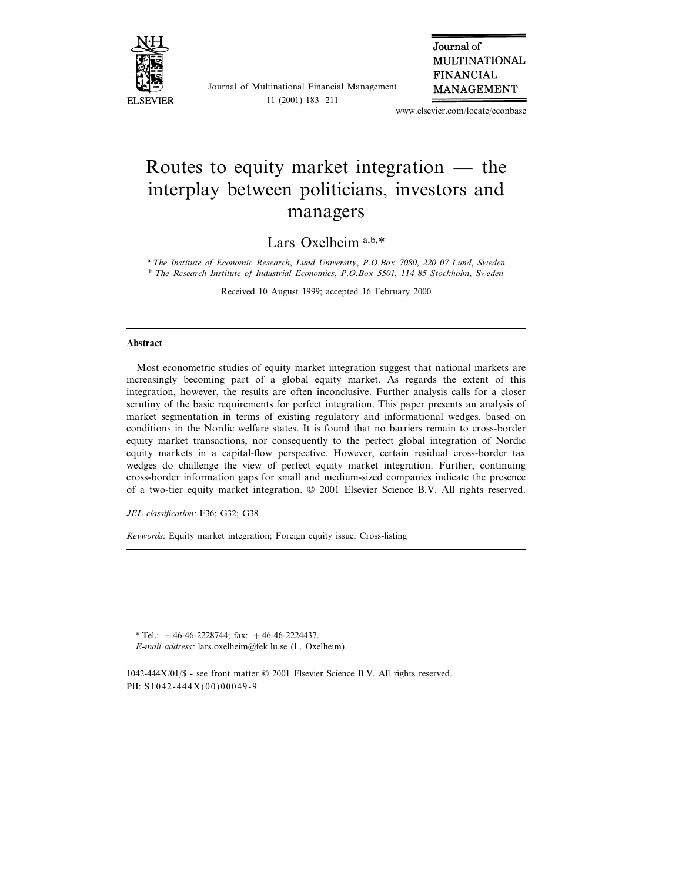# Routes to equity market integration — the interplay between politicians, investors and managers

Lars Oxelheim [a,b,*]

[a] *The Institute of Economic Research, Lund University, P.O.Box 7080, 220 07 Lund, Sweden*
[b] *The Research Institute of Industrial Economics, P.O.Box 5501, 114 85 Stockholm, Sweden*

Received 10 August 1999; accepted 16 February 2000

---

### Abstract

Most econometric studies of equity market integration suggest that national markets are increasingly becoming part of a global equity market. As regards the extent of this integration, however, the results are often inconclusive. Further analysis calls for a closer scrutiny of the basic requirements for perfect integration. This paper presents an analysis of market segmentation in terms of existing regulatory and informational wedges, based on conditions in the Nordic welfare states. It is found that no barriers remain to cross-border equity market transactions, nor consequently to the perfect global integration of Nordic equity markets in a capital-flow perspective. However, certain residual cross-border tax wedges do challenge the view of perfect equity market integration. Further, continuing cross-border information gaps for small and medium-sized companies indicate the presence of a two-tier equity market integration. © 2001 Elsevier Science B.V. All rights reserved.

*JEL classification:* F36; G32; G38

*Keywords:* Equity market integration; Foreign equity issue; Cross-listing

---

\* Tel.: +46-46-2228744; fax: +46-46-2224437.
*E-mail address:* lars.oxelheim@fek.lu.se (L. Oxelheim).

1042-444X/01/$ - see front matter © 2001 Elsevier Science B.V. All rights reserved.
PII: S1042-444X(00)00049-9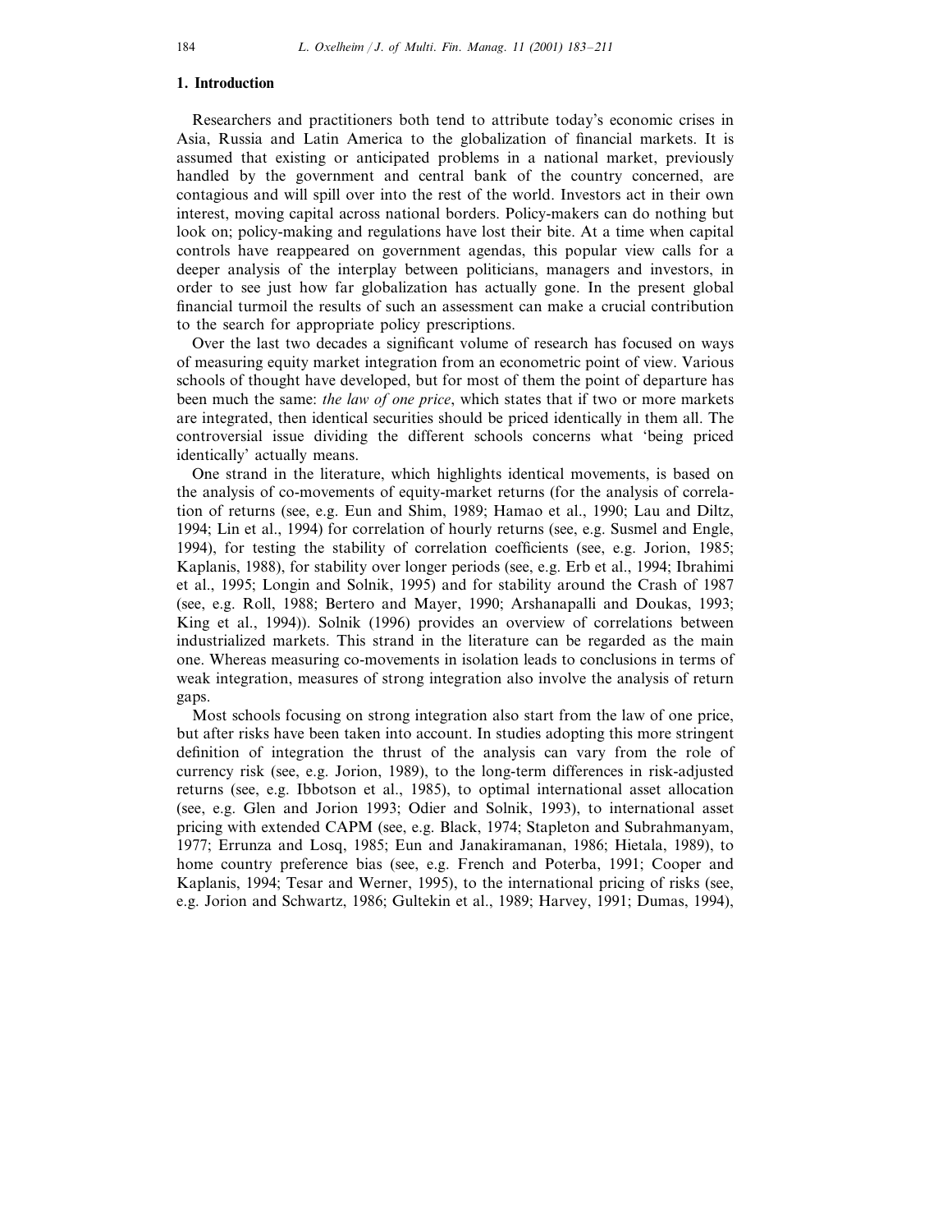## 1. Introduction

Researchers and practitioners both tend to attribute today's economic crises in Asia, Russia and Latin America to the globalization of financial markets. It is assumed that existing or anticipated problems in a national market, previously handled by the government and central bank of the country concerned, are contagious and will spill over into the rest of the world. Investors act in their own interest, moving capital across national borders. Policy-makers can do nothing but look on; policy-making and regulations have lost their bite. At a time when capital controls have reappeared on government agendas, this popular view calls for a deeper analysis of the interplay between politicians, managers and investors, in order to see just how far globalization has actually gone. In the present global financial turmoil the results of such an assessment can make a crucial contribution to the search for appropriate policy prescriptions.

Over the last two decades a significant volume of research has focused on ways of measuring equity market integration from an econometric point of view. Various schools of thought have developed, but for most of them the point of departure has been much the same: *the law of one price*, which states that if two or more markets are integrated, then identical securities should be priced identically in them all. The controversial issue dividing the different schools concerns what 'being priced identically' actually means.

One strand in the literature, which highlights identical movements, is based on the analysis of co-movements of equity-market returns (for the analysis of correlation of returns (see, e.g. Eun and Shim, 1989; Hamao et al., 1990; Lau and Diltz, 1994; Lin et al., 1994) for correlation of hourly returns (see, e.g. Susmel and Engle, 1994), for testing the stability of correlation coefficients (see, e.g. Jorion, 1985; Kaplanis, 1988), for stability over longer periods (see, e.g. Erb et al., 1994; Ibrahimi et al., 1995; Longin and Solnik, 1995) and for stability around the Crash of 1987 (see, e.g. Roll, 1988; Bertero and Mayer, 1990; Arshanapalli and Doukas, 1993; King et al., 1994)). Solnik (1996) provides an overview of correlations between industrialized markets. This strand in the literature can be regarded as the main one. Whereas measuring co-movements in isolation leads to conclusions in terms of weak integration, measures of strong integration also involve the analysis of return gaps.

Most schools focusing on strong integration also start from the law of one price, but after risks have been taken into account. In studies adopting this more stringent definition of integration the thrust of the analysis can vary from the role of currency risk (see, e.g. Jorion, 1989), to the long-term differences in risk-adjusted returns (see, e.g. Ibbotson et al., 1985), to optimal international asset allocation (see, e.g. Glen and Jorion 1993; Odier and Solnik, 1993), to international asset pricing with extended CAPM (see, e.g. Black, 1974; Stapleton and Subrahmanyam, 1977; Errunza and Losq, 1985; Eun and Janakiramanan, 1986; Hietala, 1989), to home country preference bias (see, e.g. French and Poterba, 1991; Cooper and Kaplanis, 1994; Tesar and Werner, 1995), to the international pricing of risks (see, e.g. Jorion and Schwartz, 1986; Gultekin et al., 1989; Harvey, 1991; Dumas, 1994),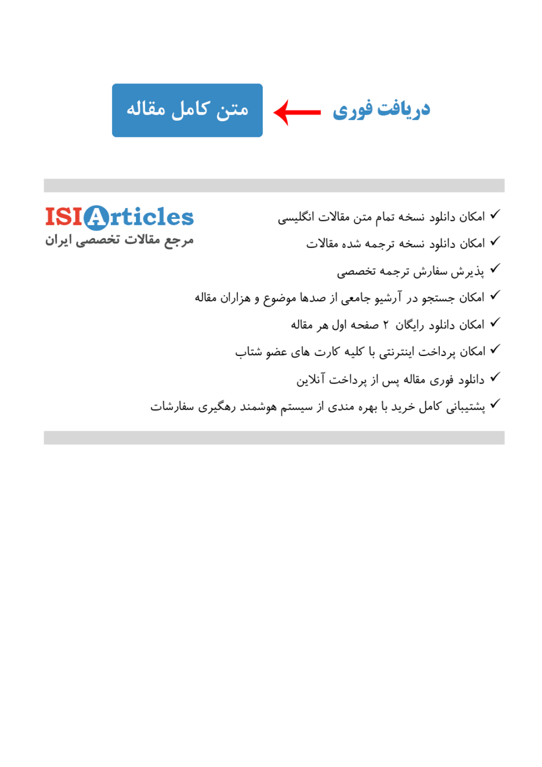دریافت فوری ← متن کامل مقاله

**ISIArticles**
مرجع مقالات تخصصی ایران

- ✓ امکان دانلود نسخه تمام متن مقالات انگلیسی
- ✓ امکان دانلود نسخه ترجمه شده مقالات
- ✓ پذیرش سفارش ترجمه تخصصی
- ✓ امکان جستجو در آرشیو جامعی از صدها موضوع و هزاران مقاله
- ✓ امکان دانلود رایگان ۲ صفحه اول هر مقاله
- ✓ امکان پرداخت اینترنتی با کلیه کارت های عضو شتاب
- ✓ دانلود فوری مقاله پس از پرداخت آنلاین
- ✓ پشتیبانی کامل خرید با بهره مندی از سیستم هوشمند رهگیری سفارشات